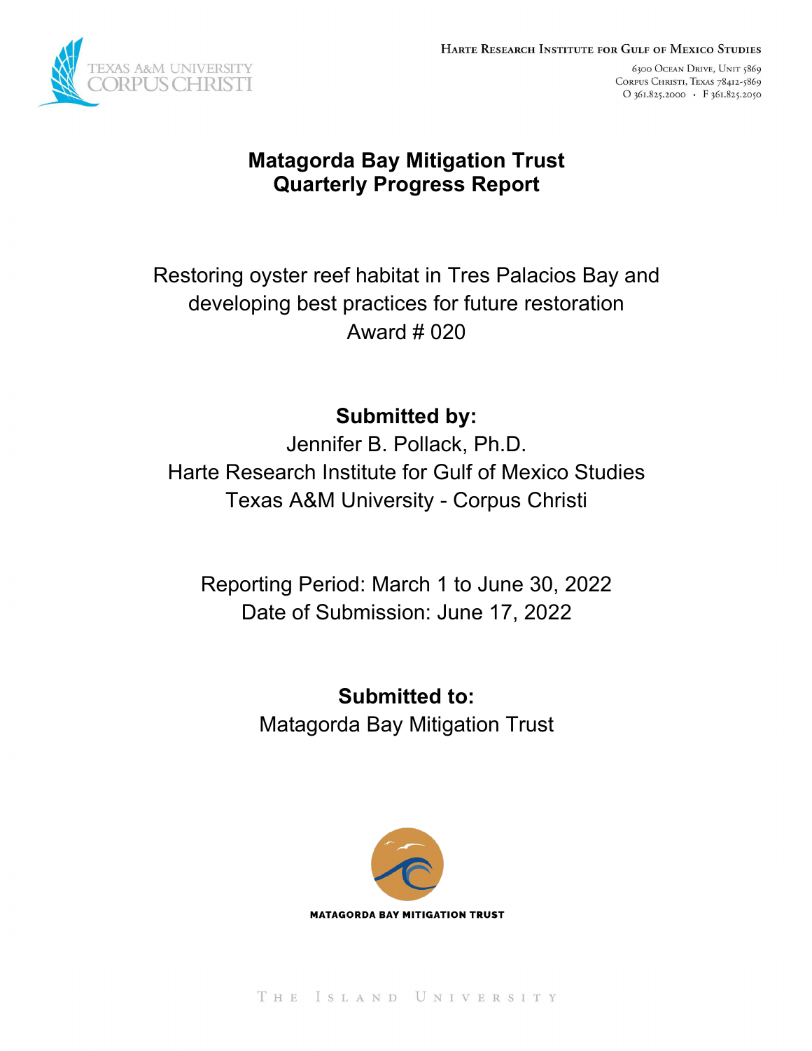Harte Research Institute for Gulf of Mexico Studies

6300 Ocean Drive, Unit 5869
Corpus Christi, Texas 78412-5869
O 361.825.2000 • F 361.825.2050

# Matagorda Bay Mitigation Trust
# Quarterly Progress Report

Restoring oyster reef habitat in Tres Palacios Bay and developing best practices for future restoration
Award # 020

**Submitted by:**
Jennifer B. Pollack, Ph.D.
Harte Research Institute for Gulf of Mexico Studies
Texas A&M University - Corpus Christi

Reporting Period: March 1 to June 30, 2022
Date of Submission: June 17, 2022

**Submitted to:**
Matagorda Bay Mitigation Trust

MATAGORDA BAY MITIGATION TRUST

THE ISLAND UNIVERSITY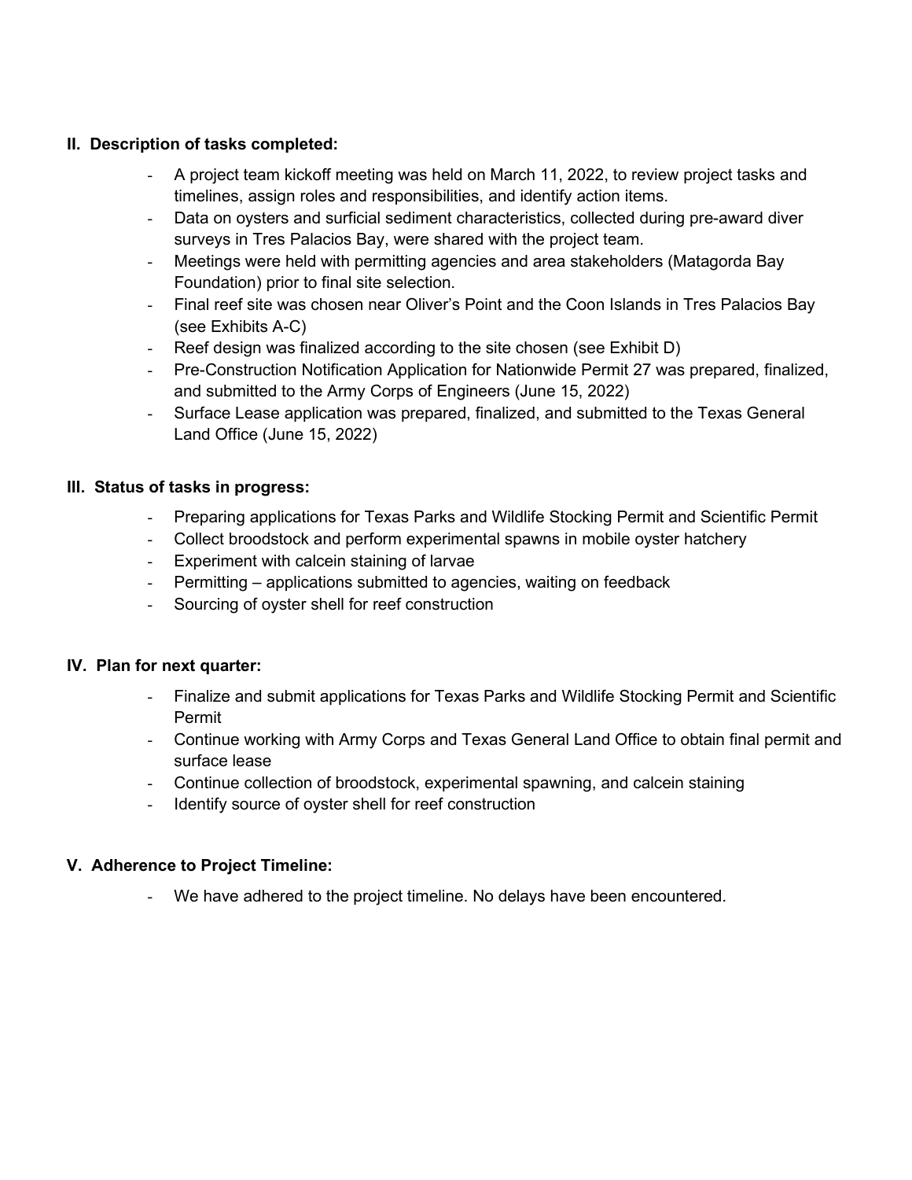## II. Description of tasks completed:

- A project team kickoff meeting was held on March 11, 2022, to review project tasks and timelines, assign roles and responsibilities, and identify action items.
- Data on oysters and surficial sediment characteristics, collected during pre-award diver surveys in Tres Palacios Bay, were shared with the project team.
- Meetings were held with permitting agencies and area stakeholders (Matagorda Bay Foundation) prior to final site selection.
- Final reef site was chosen near Oliver's Point and the Coon Islands in Tres Palacios Bay (see Exhibits A-C)
- Reef design was finalized according to the site chosen (see Exhibit D)
- Pre-Construction Notification Application for Nationwide Permit 27 was prepared, finalized, and submitted to the Army Corps of Engineers (June 15, 2022)
- Surface Lease application was prepared, finalized, and submitted to the Texas General Land Office (June 15, 2022)

## III. Status of tasks in progress:

- Preparing applications for Texas Parks and Wildlife Stocking Permit and Scientific Permit
- Collect broodstock and perform experimental spawns in mobile oyster hatchery
- Experiment with calcein staining of larvae
- Permitting – applications submitted to agencies, waiting on feedback
- Sourcing of oyster shell for reef construction

## IV. Plan for next quarter:

- Finalize and submit applications for Texas Parks and Wildlife Stocking Permit and Scientific Permit
- Continue working with Army Corps and Texas General Land Office to obtain final permit and surface lease
- Continue collection of broodstock, experimental spawning, and calcein staining
- Identify source of oyster shell for reef construction

## V. Adherence to Project Timeline:

- We have adhered to the project timeline. No delays have been encountered.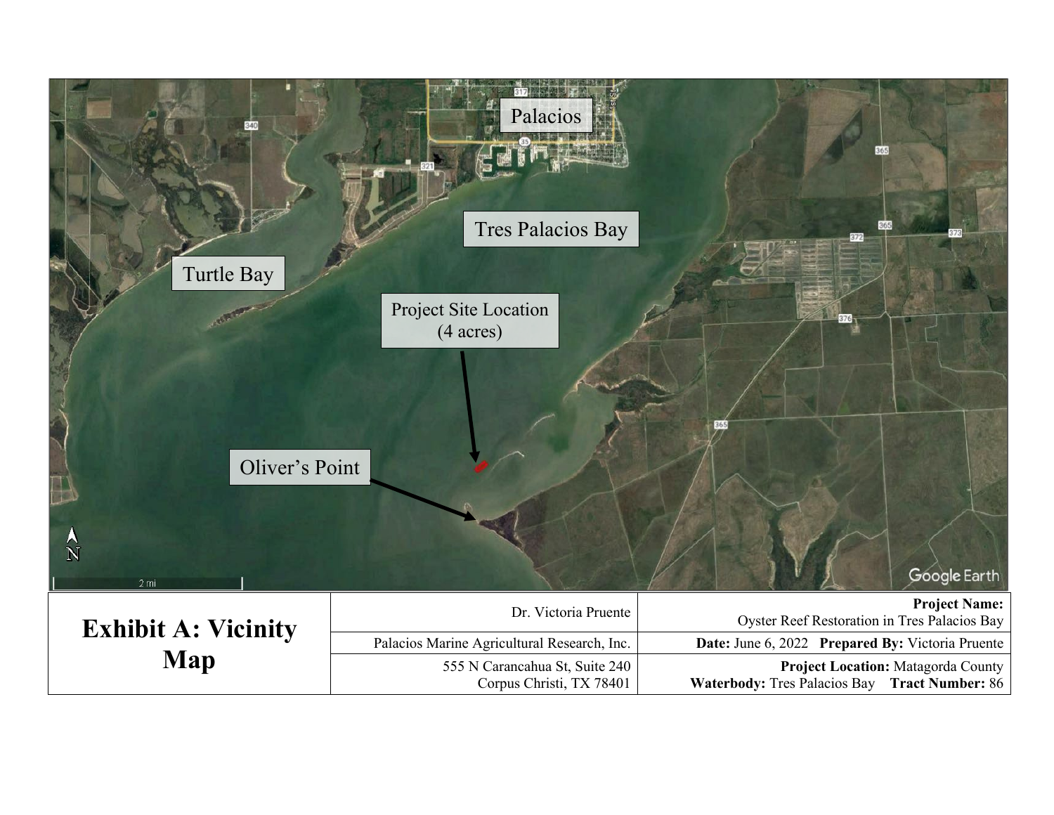Palacios

Tres Palacios Bay

Turtle Bay

Project Site Location (4 acres)

Oliver's Point

N

2 mi

Google Earth

| **Exhibit A: Vicinity Map** | Dr. Victoria Pruente | **Project Name:** Oyster Reef Restoration in Tres Palacios Bay |
|---|---|---|
| | Palacios Marine Agricultural Research, Inc. | **Date:** June 6, 2022 **Prepared By:** Victoria Pruente |
| | 555 N Carancahua St, Suite 240 Corpus Christi, TX 78401 | **Project Location:** Matagorda County **Waterbody:** Tres Palacios Bay **Tract Number:** 86 |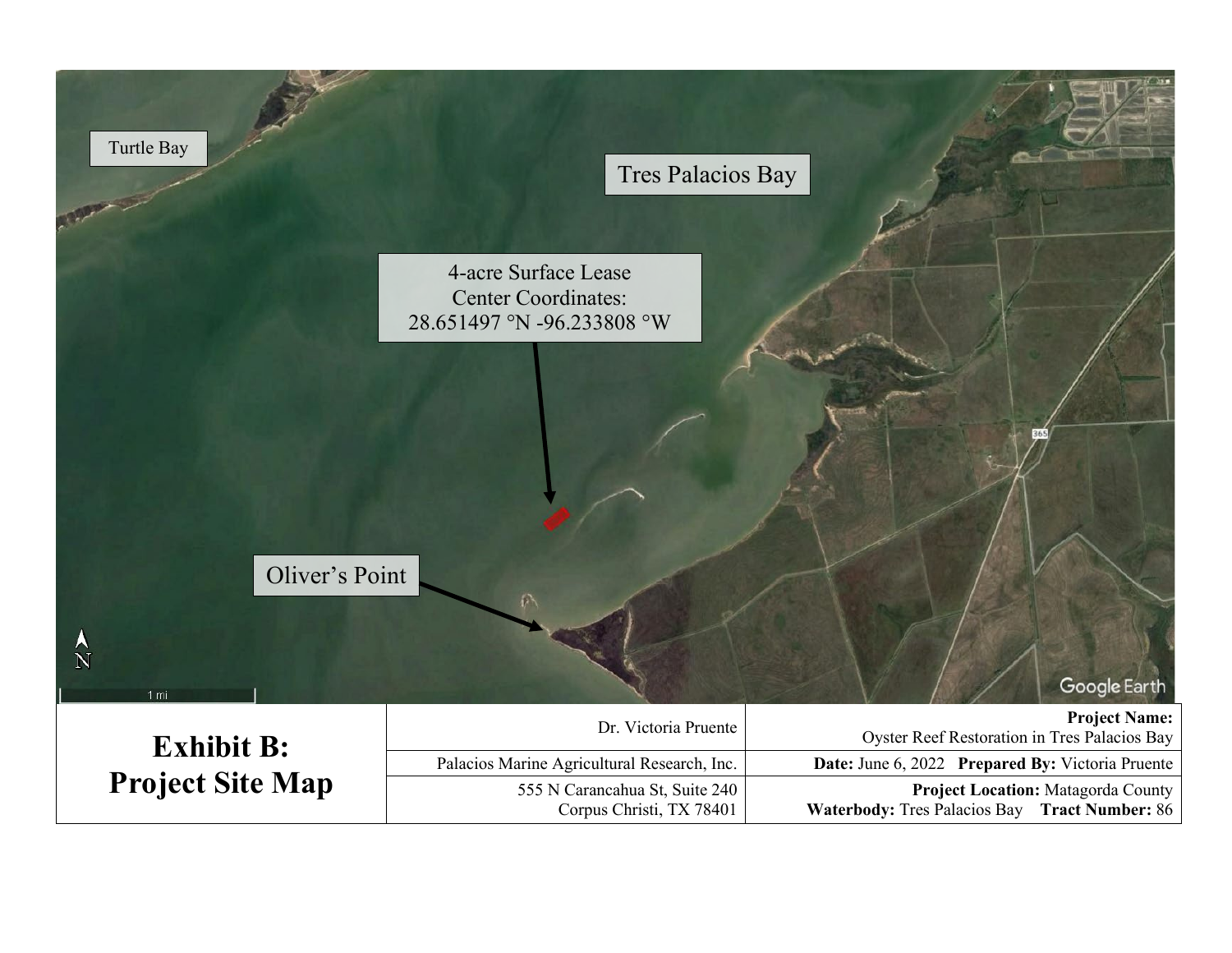Turtle Bay

Tres Palacios Bay

4-acre Surface Lease
Center Coordinates:
28.651497 °N -96.233808 °W

Oliver's Point

N

1 mi

Google Earth

| **Exhibit B: Project Site Map** | Dr. Victoria Pruente | **Project Name:** Oyster Reef Restoration in Tres Palacios Bay |
|---|---|---|
| | Palacios Marine Agricultural Research, Inc. | **Date:** June 6, 2022 **Prepared By:** Victoria Pruente |
| | 555 N Carancahua St, Suite 240<br>Corpus Christi, TX 78401 | **Project Location:** Matagorda County<br>**Waterbody:** Tres Palacios Bay **Tract Number:** 86 |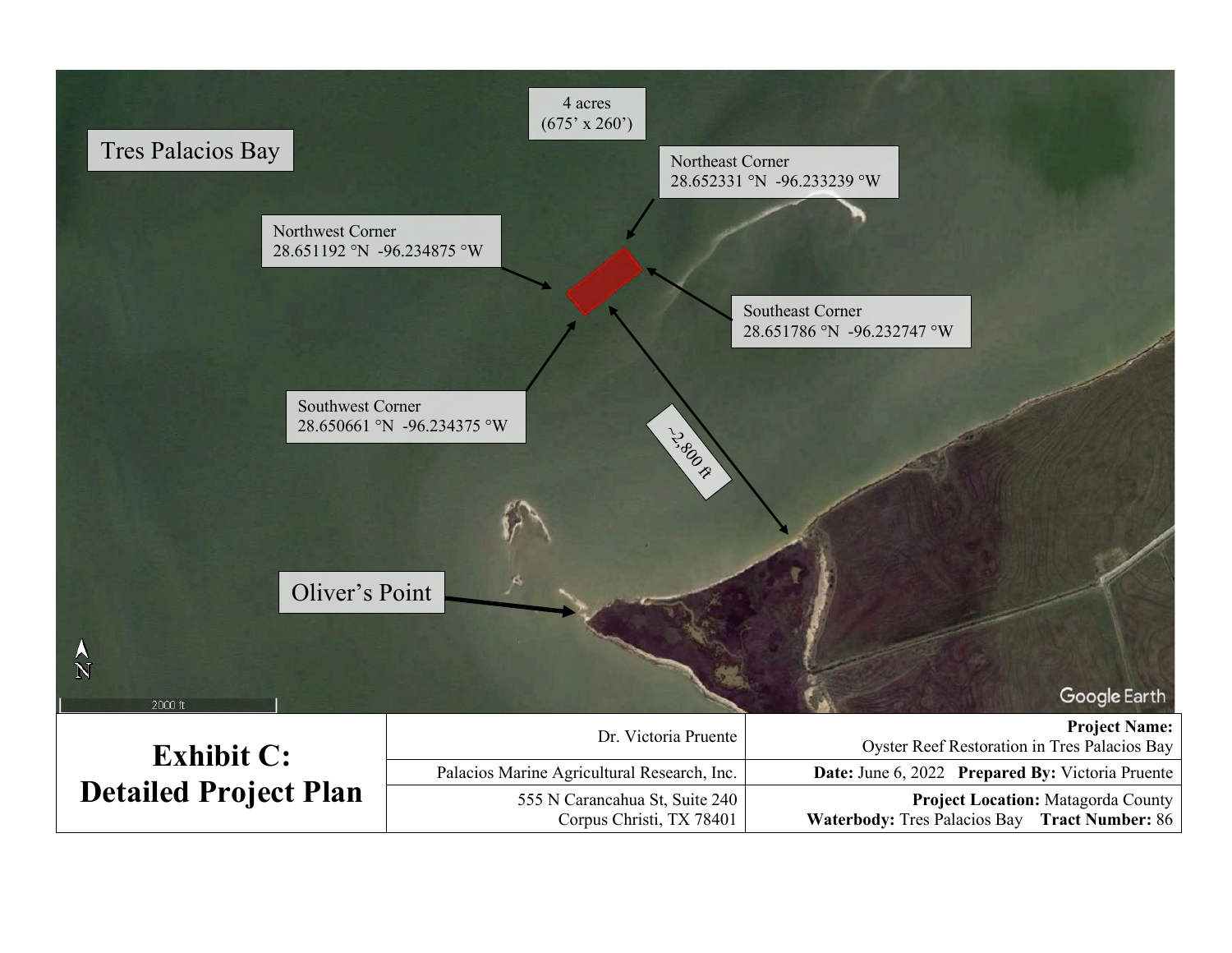Tres Palacios Bay

4 acres
(675' x 260')

Northeast Corner
28.652331 °N -96.233239 °W

Northwest Corner
28.651192 °N -96.234875 °W

Southeast Corner
28.651786 °N -96.232747 °W

Southwest Corner
28.650661 °N -96.234375 °W

~2,800 ft

Oliver's Point

N

2000 ft

| **Exhibit C: Detailed Project Plan** | Dr. Victoria Pruente | **Project Name:** Oyster Reef Restoration in Tres Palacios Bay |
|---|---|---|
| | Palacios Marine Agricultural Research, Inc. | **Date:** June 6, 2022 **Prepared By:** Victoria Pruente |
| | 555 N Carancahua St, Suite 240 Corpus Christi, TX 78401 | **Project Location:** Matagorda County **Waterbody:** Tres Palacios Bay **Tract Number:** 86 |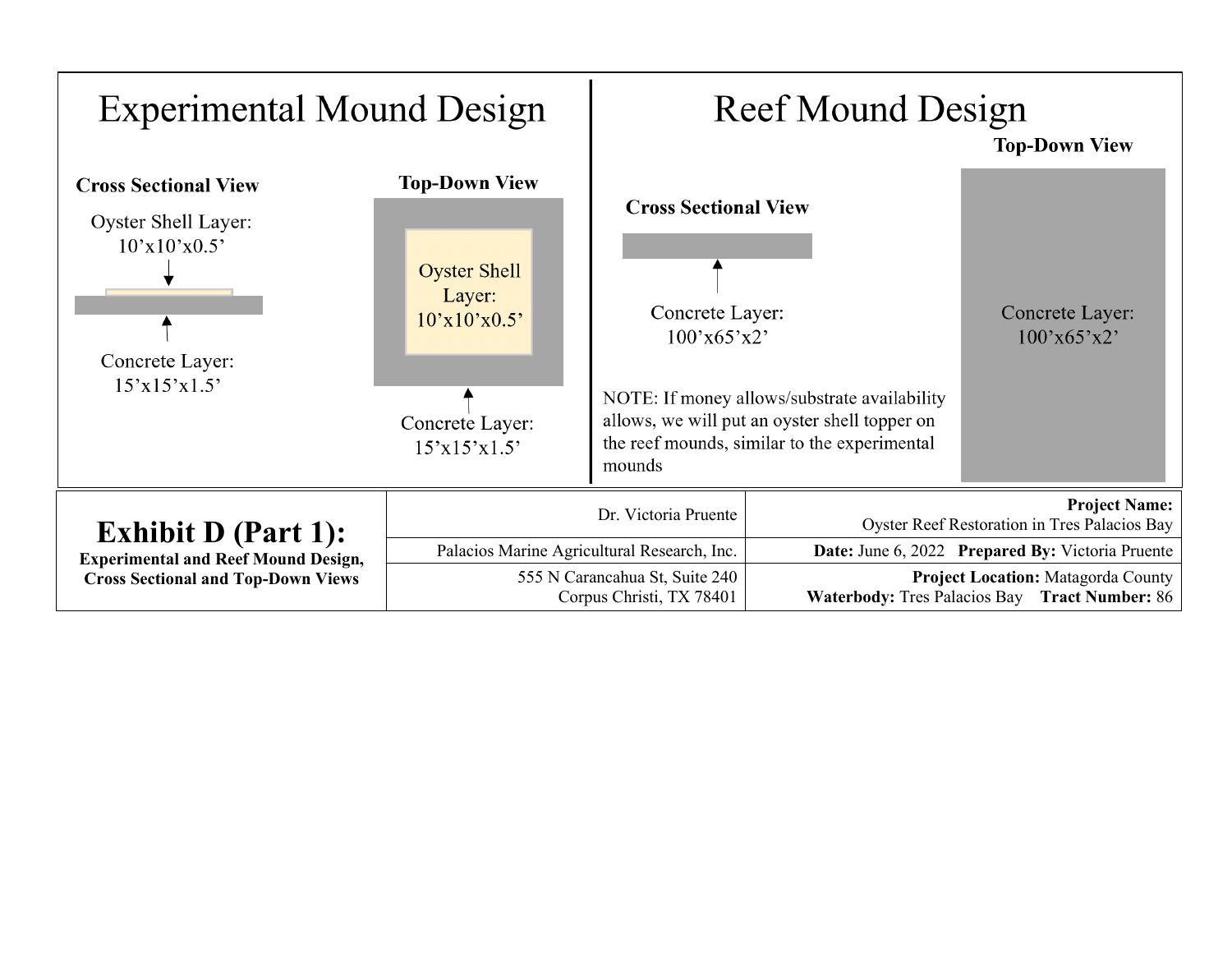## Experimental Mound Design

**Cross Sectional View**

Oyster Shell Layer:
10'x10'x0.5'

Concrete Layer:
15'x15'x1.5'

**Top-Down View**

Oyster Shell Layer:
10'x10'x0.5'

Concrete Layer:
15'x15'x1.5'

## Reef Mound Design

**Cross Sectional View**

Concrete Layer:
100'x65'x2'

**Top-Down View**

Concrete Layer:
100'x65'x2'

NOTE: If money allows/substrate availability allows, we will put an oyster shell topper on the reef mounds, similar to the experimental mounds

| **Exhibit D (Part 1):** **Experimental and Reef Mound Design, Cross Sectional and Top-Down Views** | Dr. Victoria Pruente | **Project Name:** Oyster Reef Restoration in Tres Palacios Bay |
|---|---|---|
| | Palacios Marine Agricultural Research, Inc. | **Date:** June 6, 2022 **Prepared By:** Victoria Pruente |
| | 555 N Carancahua St, Suite 240 Corpus Christi, TX 78401 | **Project Location:** Matagorda County **Waterbody:** Tres Palacios Bay **Tract Number:** 86 |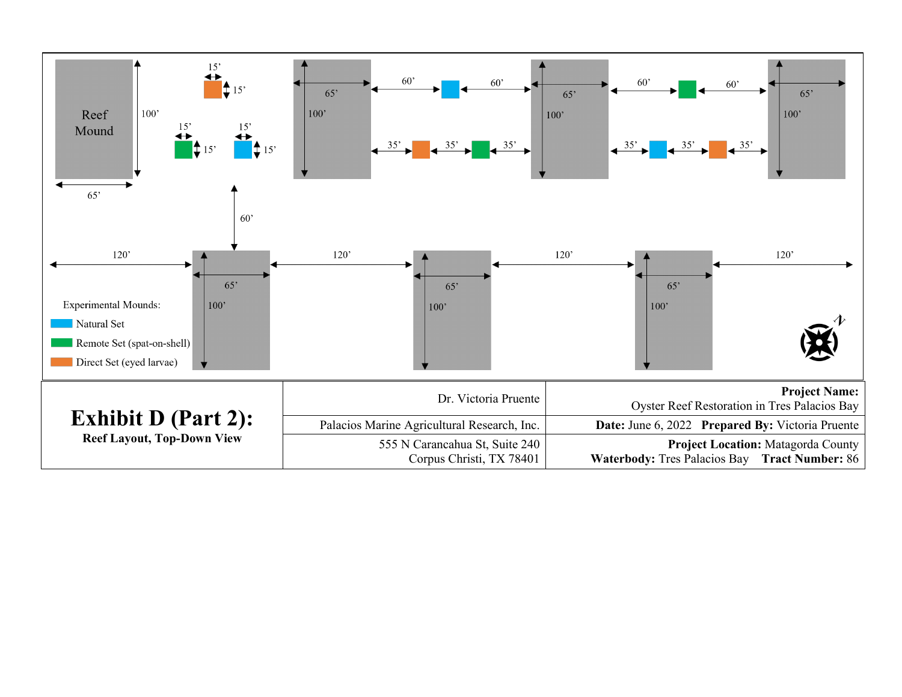Reef Mound

100'

65'

15'

15'

15'

15'

15'

15'

60'

65'

100'

60'

60'

65'

100'

60'

60'

65'

100'

35'

35'

35'

35'

35'

35'

120'

120'

120'

120'

65'

100'

65'

100'

65'

100'

Experimental Mounds:

Natural Set

Remote Set (spat-on-shell)

Direct Set (eyed larvae)

N

| | | |
|---|---|---|
| **Exhibit D (Part 2):** **Reef Layout, Top-Down View** | Dr. Victoria Pruente | **Project Name:** Oyster Reef Restoration in Tres Palacios Bay |
| | Palacios Marine Agricultural Research, Inc. | **Date:** June 6, 2022 **Prepared By:** Victoria Pruente |
| | 555 N Carancahua St, Suite 240 Corpus Christi, TX 78401 | **Project Location:** Matagorda County **Waterbody:** Tres Palacios Bay **Tract Number:** 86 |